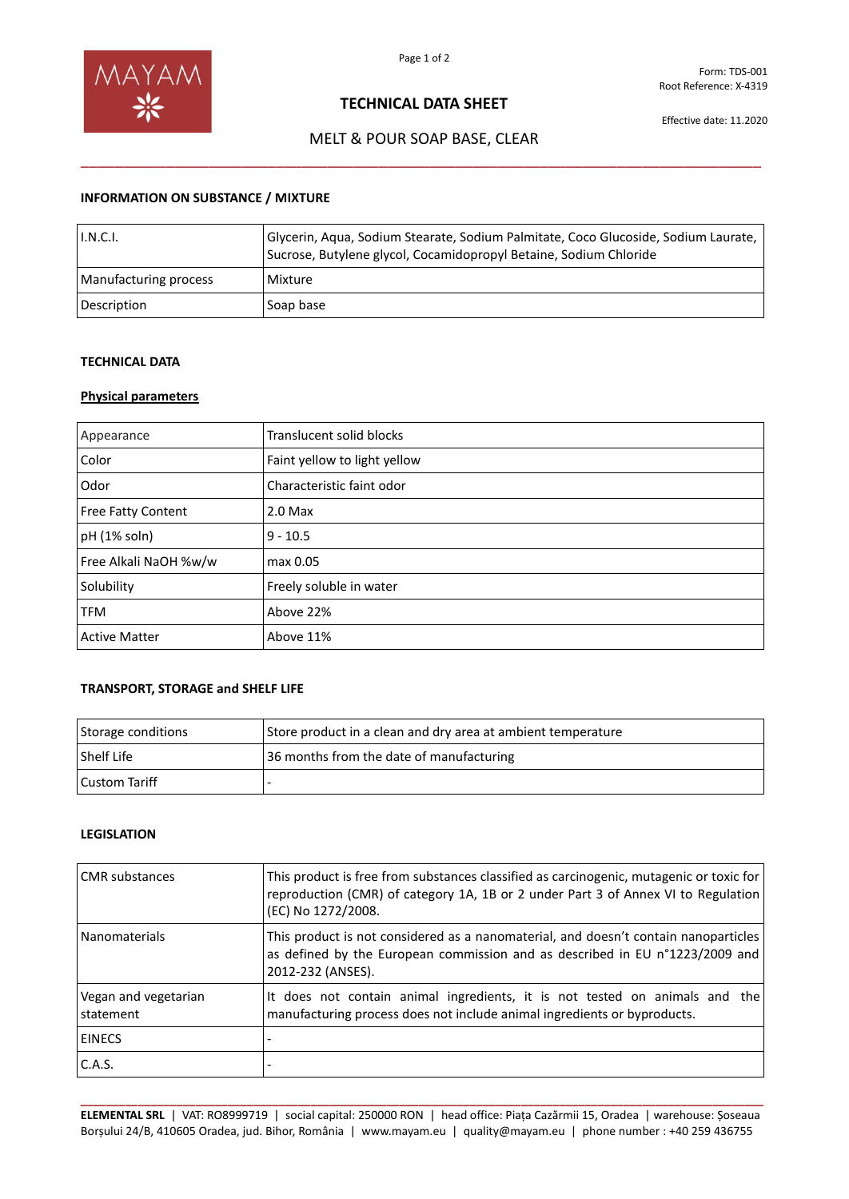Form: TDS-001
Root Reference: X-4319

# TECHNICAL DATA SHEET

Effective date: 11.2020

## MELT & POUR SOAP BASE, CLEAR

### INFORMATION ON SUBSTANCE / MIXTURE

| | |
|---|---|
| I.N.C.I. | Glycerin, Aqua, Sodium Stearate, Sodium Palmitate, Coco Glucoside, Sodium Laurate, Sucrose, Butylene glycol, Cocamidopropyl Betaine, Sodium Chloride |
| Manufacturing process | Mixture |
| Description | Soap base |

### TECHNICAL DATA

#### Physical parameters

| | |
|---|---|
| Appearance | Translucent solid blocks |
| Color | Faint yellow to light yellow |
| Odor | Characteristic faint odor |
| Free Fatty Content | 2.0 Max |
| pH (1% soln) | 9 - 10.5 |
| Free Alkali NaOH %w/w | max 0.05 |
| Solubility | Freely soluble in water |
| TFM | Above 22% |
| Active Matter | Above 11% |

### TRANSPORT, STORAGE and SHELF LIFE

| | |
|---|---|
| Storage conditions | Store product in a clean and dry area at ambient temperature |
| Shelf Life | 36 months from the date of manufacturing |
| Custom Tariff | - |

### LEGISLATION

| | |
|---|---|
| CMR substances | This product is free from substances classified as carcinogenic, mutagenic or toxic for reproduction (CMR) of category 1A, 1B or 2 under Part 3 of Annex VI to Regulation (EC) No 1272/2008. |
| Nanomaterials | This product is not considered as a nanomaterial, and doesn't contain nanoparticles as defined by the European commission and as described in EU n°1223/2009 and 2012-232 (ANSES). |
| Vegan and vegetarian statement | It does not contain animal ingredients, it is not tested on animals and the manufacturing process does not include animal ingredients or byproducts. |
| EINECS | - |
| C.A.S. | - |

**ELEMENTAL SRL** | VAT: RO8999719 | social capital: 250000 RON | head office: Piața Cazărmii 15, Oradea | warehouse: Șoseaua Borșului 24/B, 410605 Oradea, jud. Bihor, România | www.mayam.eu | quality@mayam.eu | phone number : +40 259 436755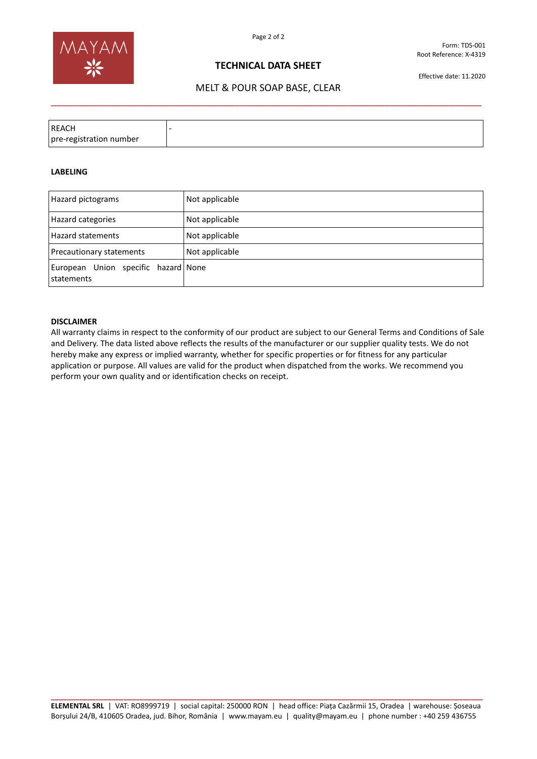| | |
|---|---|
| REACH pre-registration number | - |

**LABELING**

| | |
|---|---|
| Hazard pictograms | Not applicable |
| Hazard categories | Not applicable |
| Hazard statements | Not applicable |
| Precautionary statements | Not applicable |
| European Union specific hazard statements | None |

**DISCLAIMER**

All warranty claims in respect to the conformity of our product are subject to our General Terms and Conditions of Sale and Delivery. The data listed above reflects the results of the manufacturer or our supplier quality tests. We do not hereby make any express or implied warranty, whether for specific properties or for fitness for any particular application or purpose. All values are valid for the product when dispatched from the works. We recommend you perform your own quality and or identification checks on receipt.